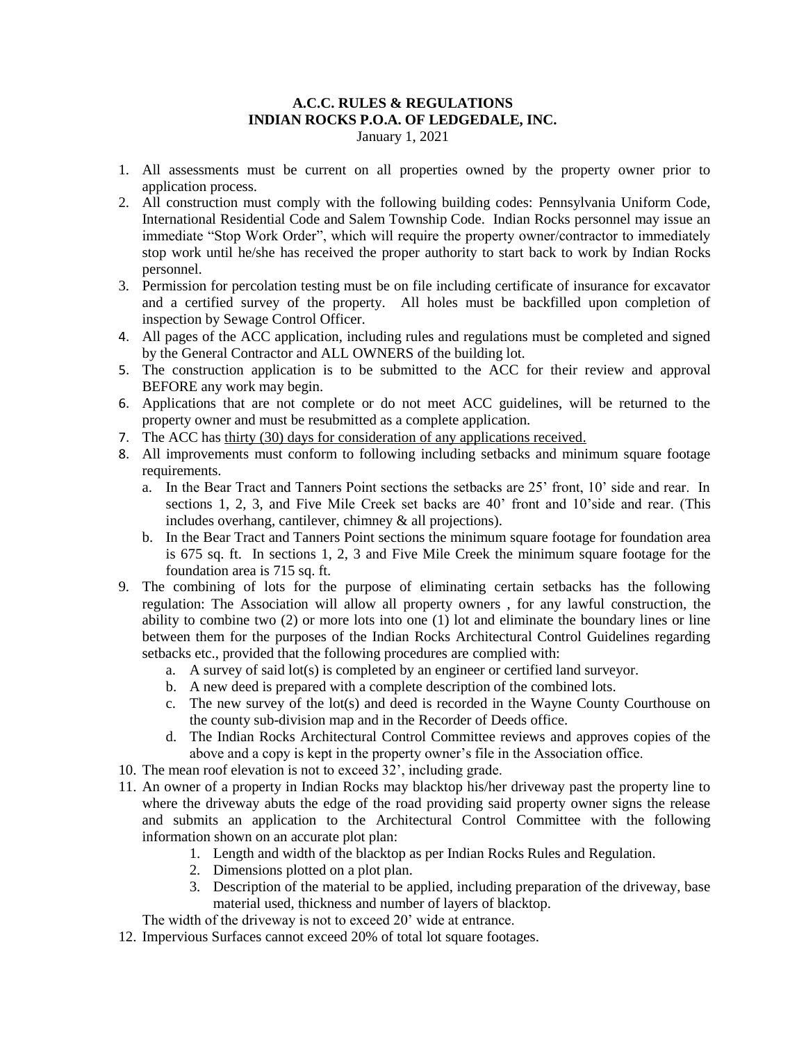# A.C.C. RULES & REGULATIONS
# INDIAN ROCKS P.O.A. OF LEDGEDALE, INC.

January 1, 2021

1. All assessments must be current on all properties owned by the property owner prior to application process.
2. All construction must comply with the following building codes: Pennsylvania Uniform Code, International Residential Code and Salem Township Code. Indian Rocks personnel may issue an immediate "Stop Work Order", which will require the property owner/contractor to immediately stop work until he/she has received the proper authority to start back to work by Indian Rocks personnel.
3. Permission for percolation testing must be on file including certificate of insurance for excavator and a certified survey of the property. All holes must be backfilled upon completion of inspection by Sewage Control Officer.
4. All pages of the ACC application, including rules and regulations must be completed and signed by the General Contractor and ALL OWNERS of the building lot.
5. The construction application is to be submitted to the ACC for their review and approval BEFORE any work may begin.
6. Applications that are not complete or do not meet ACC guidelines, will be returned to the property owner and must be resubmitted as a complete application.
7. The ACC has <u>thirty (30) days for consideration of any applications received.</u>
8. All improvements must conform to following including setbacks and minimum square footage requirements.
   a. In the Bear Tract and Tanners Point sections the setbacks are 25' front, 10' side and rear. In sections 1, 2, 3, and Five Mile Creek set backs are 40' front and 10'side and rear. (This includes overhang, cantilever, chimney & all projections).
   b. In the Bear Tract and Tanners Point sections the minimum square footage for foundation area is 675 sq. ft. In sections 1, 2, 3 and Five Mile Creek the minimum square footage for the foundation area is 715 sq. ft.
9. The combining of lots for the purpose of eliminating certain setbacks has the following regulation: The Association will allow all property owners , for any lawful construction, the ability to combine two (2) or more lots into one (1) lot and eliminate the boundary lines or line between them for the purposes of the Indian Rocks Architectural Control Guidelines regarding setbacks etc., provided that the following procedures are complied with:
   a. A survey of said lot(s) is completed by an engineer or certified land surveyor.
   b. A new deed is prepared with a complete description of the combined lots.
   c. The new survey of the lot(s) and deed is recorded in the Wayne County Courthouse on the county sub-division map and in the Recorder of Deeds office.
   d. The Indian Rocks Architectural Control Committee reviews and approves copies of the above and a copy is kept in the property owner's file in the Association office.
10. The mean roof elevation is not to exceed 32', including grade.
11. An owner of a property in Indian Rocks may blacktop his/her driveway past the property line to where the driveway abuts the edge of the road providing said property owner signs the release and submits an application to the Architectural Control Committee with the following information shown on an accurate plot plan:
    1. Length and width of the blacktop as per Indian Rocks Rules and Regulation.
    2. Dimensions plotted on a plot plan.
    3. Description of the material to be applied, including preparation of the driveway, base material used, thickness and number of layers of blacktop.

    The width of the driveway is not to exceed 20' wide at entrance.
12. Impervious Surfaces cannot exceed 20% of total lot square footages.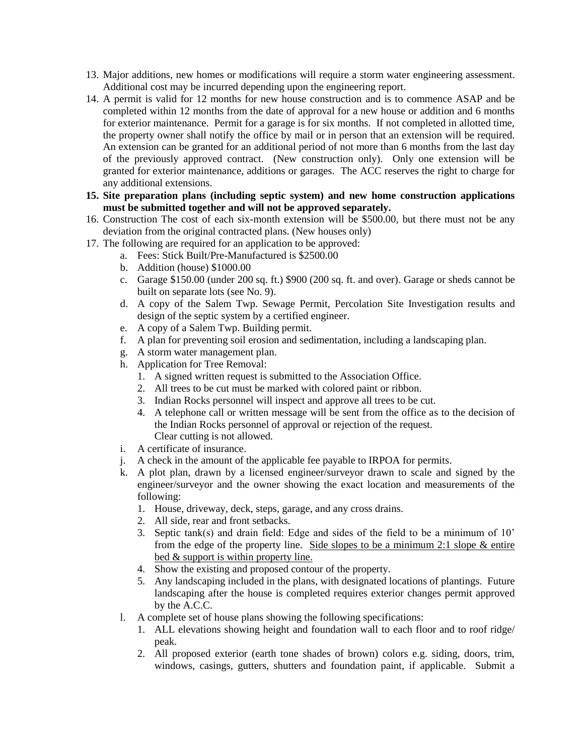13. Major additions, new homes or modifications will require a storm water engineering assessment. Additional cost may be incurred depending upon the engineering report.
14. A permit is valid for 12 months for new house construction and is to commence ASAP and be completed within 12 months from the date of approval for a new house or addition and 6 months for exterior maintenance. Permit for a garage is for six months. If not completed in allotted time, the property owner shall notify the office by mail or in person that an extension will be required. An extension can be granted for an additional period of not more than 6 months from the last day of the previously approved contract. (New construction only). Only one extension will be granted for exterior maintenance, additions or garages. The ACC reserves the right to charge for any additional extensions.
15. **Site preparation plans (including septic system) and new home construction applications must be submitted together and will not be approved separately.**
16. Construction The cost of each six-month extension will be $500.00, but there must not be any deviation from the original contracted plans. (New houses only)
17. The following are required for an application to be approved:
    a. Fees: Stick Built/Pre-Manufactured is $2500.00
    b. Addition (house) $1000.00
    c. Garage $150.00 (under 200 sq. ft.) $900 (200 sq. ft. and over). Garage or sheds cannot be built on separate lots (see No. 9).
    d. A copy of the Salem Twp. Sewage Permit, Percolation Site Investigation results and design of the septic system by a certified engineer.
    e. A copy of a Salem Twp. Building permit.
    f. A plan for preventing soil erosion and sedimentation, including a landscaping plan.
    g. A storm water management plan.
    h. Application for Tree Removal:
        1. A signed written request is submitted to the Association Office.
        2. All trees to be cut must be marked with colored paint or ribbon.
        3. Indian Rocks personnel will inspect and approve all trees to be cut.
        4. A telephone call or written message will be sent from the office as to the decision of the Indian Rocks personnel of approval or rejection of the request.
           Clear cutting is not allowed.
    i. A certificate of insurance.
    j. A check in the amount of the applicable fee payable to IRPOA for permits.
    k. A plot plan, drawn by a licensed engineer/surveyor drawn to scale and signed by the engineer/surveyor and the owner showing the exact location and measurements of the following:
        1. House, driveway, deck, steps, garage, and any cross drains.
        2. All side, rear and front setbacks.
        3. Septic tank(s) and drain field: Edge and sides of the field to be a minimum of 10' from the edge of the property line. <u>Side slopes to be a minimum 2:1 slope & entire bed & support is within property line.</u>
        4. Show the existing and proposed contour of the property.
        5. Any landscaping included in the plans, with designated locations of plantings. Future landscaping after the house is completed requires exterior changes permit approved by the A.C.C.
    l. A complete set of house plans showing the following specifications:
        1. ALL elevations showing height and foundation wall to each floor and to roof ridge/ peak.
        2. All proposed exterior (earth tone shades of brown) colors e.g. siding, doors, trim, windows, casings, gutters, shutters and foundation paint, if applicable. Submit a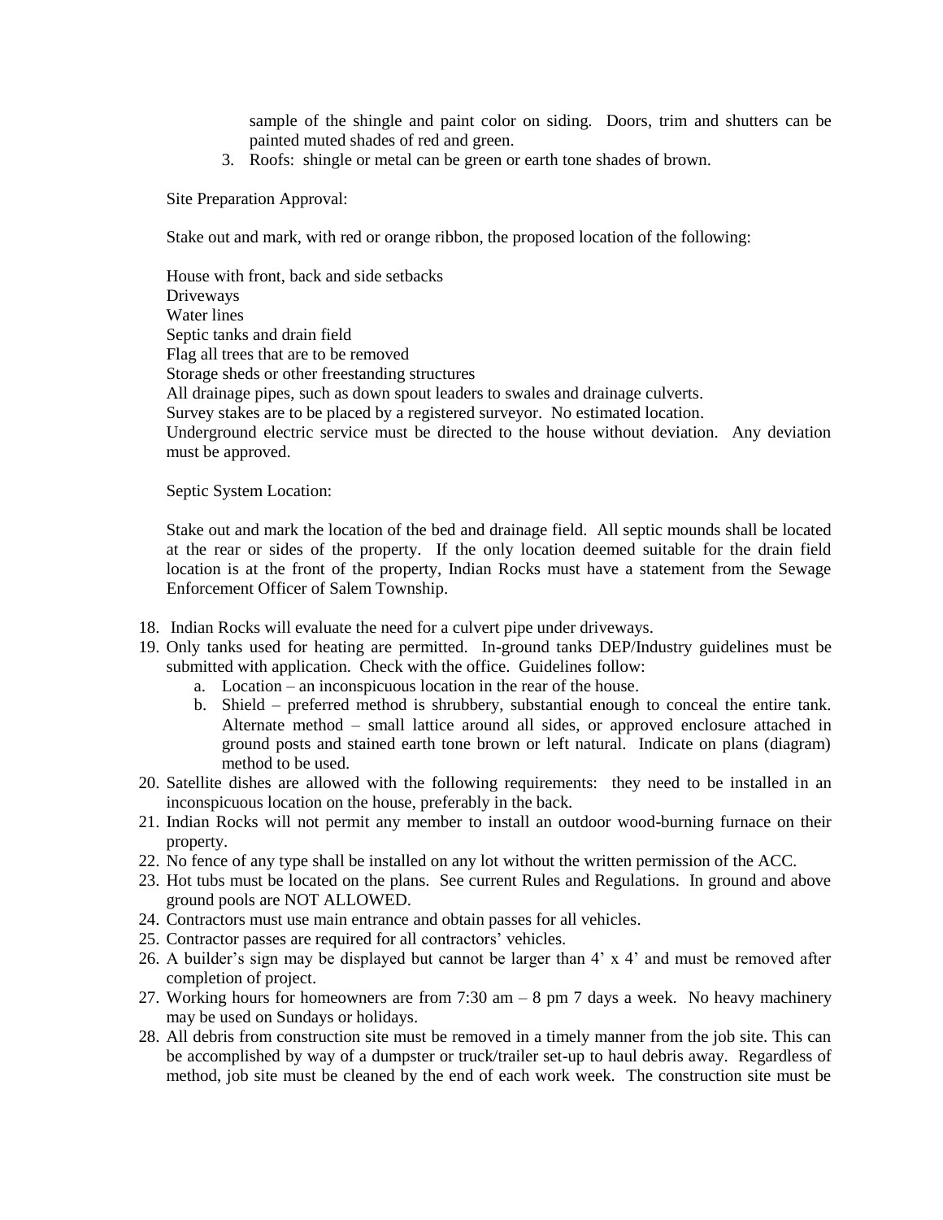sample of the shingle and paint color on siding. Doors, trim and shutters can be painted muted shades of red and green.

3. Roofs: shingle or metal can be green or earth tone shades of brown.

Site Preparation Approval:

Stake out and mark, with red or orange ribbon, the proposed location of the following:

House with front, back and side setbacks
Driveways
Water lines
Septic tanks and drain field
Flag all trees that are to be removed
Storage sheds or other freestanding structures
All drainage pipes, such as down spout leaders to swales and drainage culverts.
Survey stakes are to be placed by a registered surveyor. No estimated location.
Underground electric service must be directed to the house without deviation. Any deviation must be approved.

Septic System Location:

Stake out and mark the location of the bed and drainage field. All septic mounds shall be located at the rear or sides of the property. If the only location deemed suitable for the drain field location is at the front of the property, Indian Rocks must have a statement from the Sewage Enforcement Officer of Salem Township.

18. Indian Rocks will evaluate the need for a culvert pipe under driveways.
19. Only tanks used for heating are permitted. In-ground tanks DEP/Industry guidelines must be submitted with application. Check with the office. Guidelines follow:
    a. Location – an inconspicuous location in the rear of the house.
    b. Shield – preferred method is shrubbery, substantial enough to conceal the entire tank. Alternate method – small lattice around all sides, or approved enclosure attached in ground posts and stained earth tone brown or left natural. Indicate on plans (diagram) method to be used.
20. Satellite dishes are allowed with the following requirements: they need to be installed in an inconspicuous location on the house, preferably in the back.
21. Indian Rocks will not permit any member to install an outdoor wood-burning furnace on their property.
22. No fence of any type shall be installed on any lot without the written permission of the ACC.
23. Hot tubs must be located on the plans. See current Rules and Regulations. In ground and above ground pools are NOT ALLOWED.
24. Contractors must use main entrance and obtain passes for all vehicles.
25. Contractor passes are required for all contractors' vehicles.
26. A builder's sign may be displayed but cannot be larger than 4' x 4' and must be removed after completion of project.
27. Working hours for homeowners are from 7:30 am – 8 pm 7 days a week. No heavy machinery may be used on Sundays or holidays.
28. All debris from construction site must be removed in a timely manner from the job site. This can be accomplished by way of a dumpster or truck/trailer set-up to haul debris away. Regardless of method, job site must be cleaned by the end of each work week. The construction site must be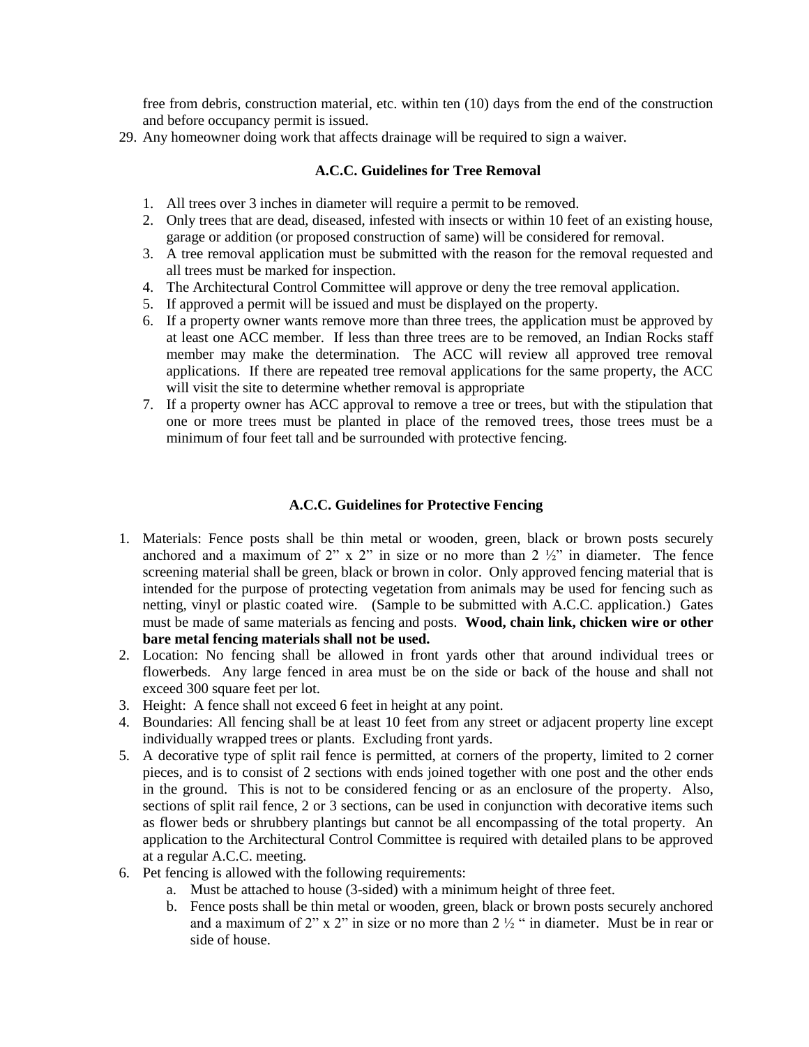free from debris, construction material, etc. within ten (10) days from the end of the construction and before occupancy permit is issued.

29. Any homeowner doing work that affects drainage will be required to sign a waiver.

### A.C.C. Guidelines for Tree Removal

1. All trees over 3 inches in diameter will require a permit to be removed.
2. Only trees that are dead, diseased, infested with insects or within 10 feet of an existing house, garage or addition (or proposed construction of same) will be considered for removal.
3. A tree removal application must be submitted with the reason for the removal requested and all trees must be marked for inspection.
4. The Architectural Control Committee will approve or deny the tree removal application.
5. If approved a permit will be issued and must be displayed on the property.
6. If a property owner wants remove more than three trees, the application must be approved by at least one ACC member. If less than three trees are to be removed, an Indian Rocks staff member may make the determination. The ACC will review all approved tree removal applications. If there are repeated tree removal applications for the same property, the ACC will visit the site to determine whether removal is appropriate
7. If a property owner has ACC approval to remove a tree or trees, but with the stipulation that one or more trees must be planted in place of the removed trees, those trees must be a minimum of four feet tall and be surrounded with protective fencing.

### A.C.C. Guidelines for Protective Fencing

1. Materials: Fence posts shall be thin metal or wooden, green, black or brown posts securely anchored and a maximum of 2" x 2" in size or no more than 2 ½" in diameter. The fence screening material shall be green, black or brown in color. Only approved fencing material that is intended for the purpose of protecting vegetation from animals may be used for fencing such as netting, vinyl or plastic coated wire. (Sample to be submitted with A.C.C. application.) Gates must be made of same materials as fencing and posts. **Wood, chain link, chicken wire or other bare metal fencing materials shall not be used.**
2. Location: No fencing shall be allowed in front yards other that around individual trees or flowerbeds. Any large fenced in area must be on the side or back of the house and shall not exceed 300 square feet per lot.
3. Height: A fence shall not exceed 6 feet in height at any point.
4. Boundaries: All fencing shall be at least 10 feet from any street or adjacent property line except individually wrapped trees or plants. Excluding front yards.
5. A decorative type of split rail fence is permitted, at corners of the property, limited to 2 corner pieces, and is to consist of 2 sections with ends joined together with one post and the other ends in the ground. This is not to be considered fencing or as an enclosure of the property. Also, sections of split rail fence, 2 or 3 sections, can be used in conjunction with decorative items such as flower beds or shrubbery plantings but cannot be all encompassing of the total property. An application to the Architectural Control Committee is required with detailed plans to be approved at a regular A.C.C. meeting.
6. Pet fencing is allowed with the following requirements:
   a. Must be attached to house (3-sided) with a minimum height of three feet.
   b. Fence posts shall be thin metal or wooden, green, black or brown posts securely anchored and a maximum of 2" x 2" in size or no more than 2 ½ " in diameter. Must be in rear or side of house.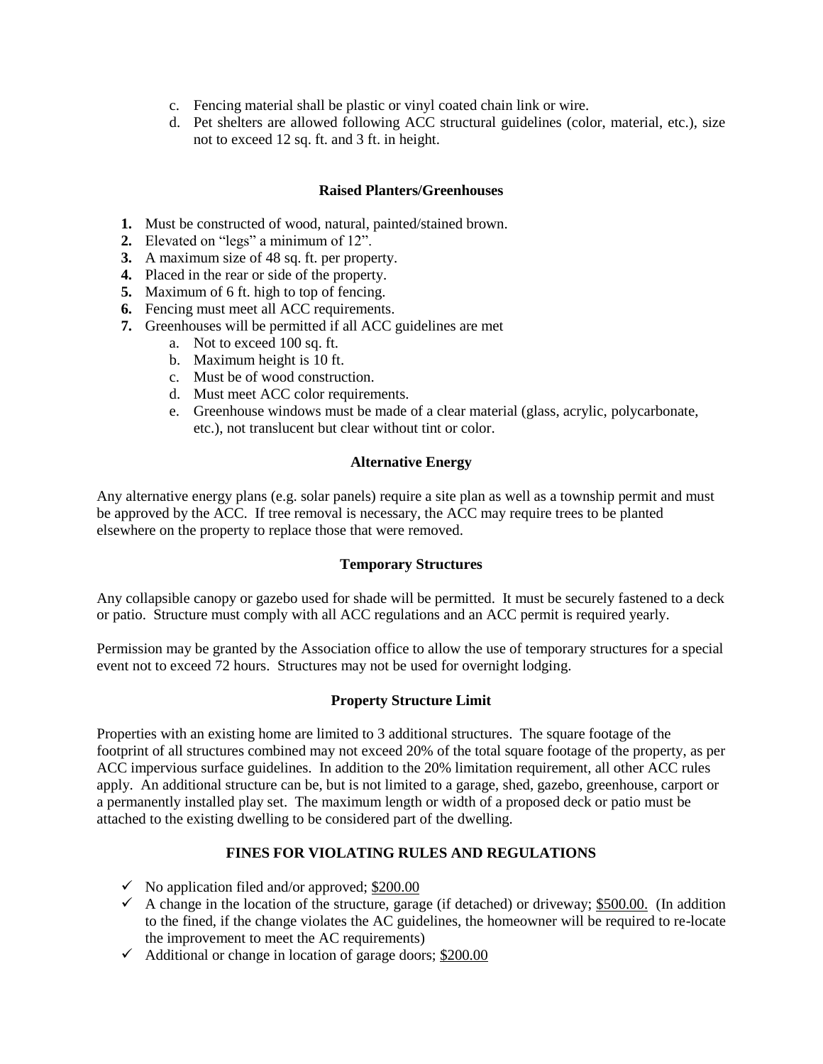c. Fencing material shall be plastic or vinyl coated chain link or wire.
d. Pet shelters are allowed following ACC structural guidelines (color, material, etc.), size not to exceed 12 sq. ft. and 3 ft. in height.

### Raised Planters/Greenhouses

1. Must be constructed of wood, natural, painted/stained brown.
2. Elevated on "legs" a minimum of 12".
3. A maximum size of 48 sq. ft. per property.
4. Placed in the rear or side of the property.
5. Maximum of 6 ft. high to top of fencing.
6. Fencing must meet all ACC requirements.
7. Greenhouses will be permitted if all ACC guidelines are met
   a. Not to exceed 100 sq. ft.
   b. Maximum height is 10 ft.
   c. Must be of wood construction.
   d. Must meet ACC color requirements.
   e. Greenhouse windows must be made of a clear material (glass, acrylic, polycarbonate, etc.), not translucent but clear without tint or color.

### Alternative Energy

Any alternative energy plans (e.g. solar panels) require a site plan as well as a township permit and must be approved by the ACC. If tree removal is necessary, the ACC may require trees to be planted elsewhere on the property to replace those that were removed.

### Temporary Structures

Any collapsible canopy or gazebo used for shade will be permitted. It must be securely fastened to a deck or patio. Structure must comply with all ACC regulations and an ACC permit is required yearly.

Permission may be granted by the Association office to allow the use of temporary structures for a special event not to exceed 72 hours. Structures may not be used for overnight lodging.

### Property Structure Limit

Properties with an existing home are limited to 3 additional structures. The square footage of the footprint of all structures combined may not exceed 20% of the total square footage of the property, as per ACC impervious surface guidelines. In addition to the 20% limitation requirement, all other ACC rules apply. An additional structure can be, but is not limited to a garage, shed, gazebo, greenhouse, carport or a permanently installed play set. The maximum length or width of a proposed deck or patio must be attached to the existing dwelling to be considered part of the dwelling.

## FINES FOR VIOLATING RULES AND REGULATIONS

- ✓ No application filed and/or approved; $200.00
- ✓ A change in the location of the structure, garage (if detached) or driveway; $500.00. (In addition to the fined, if the change violates the AC guidelines, the homeowner will be required to re-locate the improvement to meet the AC requirements)
- ✓ Additional or change in location of garage doors; $200.00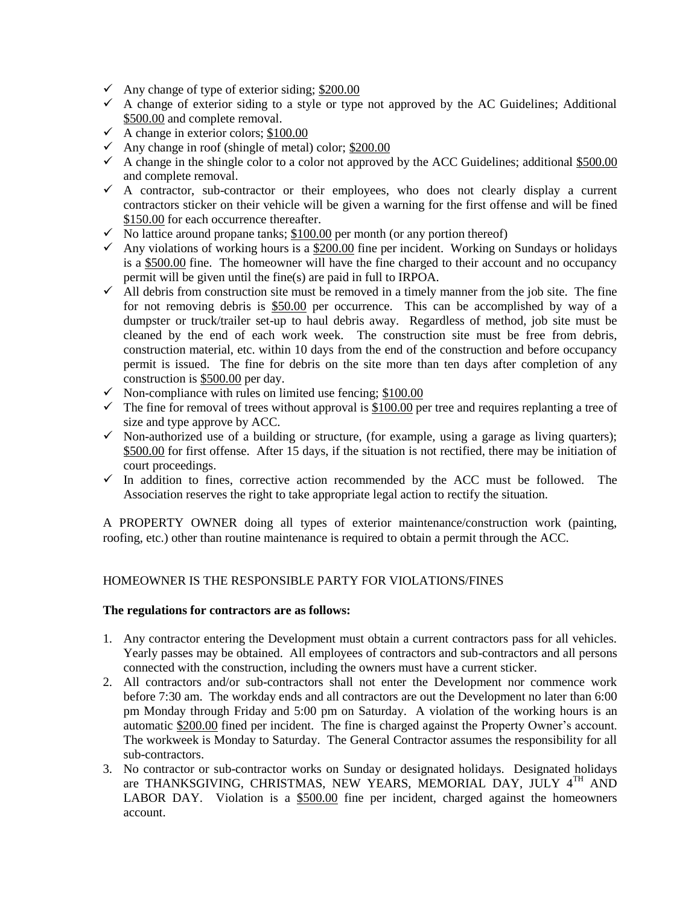- ✓ Any change of type of exterior siding; $200.00
- ✓ A change of exterior siding to a style or type not approved by the AC Guidelines; Additional $500.00 and complete removal.
- ✓ A change in exterior colors; $100.00
- ✓ Any change in roof (shingle of metal) color; $200.00
- ✓ A change in the shingle color to a color not approved by the ACC Guidelines; additional $500.00 and complete removal.
- ✓ A contractor, sub-contractor or their employees, who does not clearly display a current contractors sticker on their vehicle will be given a warning for the first offense and will be fined $150.00 for each occurrence thereafter.
- ✓ No lattice around propane tanks; $100.00 per month (or any portion thereof)
- ✓ Any violations of working hours is a $200.00 fine per incident. Working on Sundays or holidays is a $500.00 fine. The homeowner will have the fine charged to their account and no occupancy permit will be given until the fine(s) are paid in full to IRPOA.
- ✓ All debris from construction site must be removed in a timely manner from the job site. The fine for not removing debris is $50.00 per occurrence. This can be accomplished by way of a dumpster or truck/trailer set-up to haul debris away. Regardless of method, job site must be cleaned by the end of each work week. The construction site must be free from debris, construction material, etc. within 10 days from the end of the construction and before occupancy permit is issued. The fine for debris on the site more than ten days after completion of any construction is $500.00 per day.
- ✓ Non-compliance with rules on limited use fencing; $100.00
- ✓ The fine for removal of trees without approval is $100.00 per tree and requires replanting a tree of size and type approve by ACC.
- ✓ Non-authorized use of a building or structure, (for example, using a garage as living quarters); $500.00 for first offense. After 15 days, if the situation is not rectified, there may be initiation of court proceedings.
- ✓ In addition to fines, corrective action recommended by the ACC must be followed. The Association reserves the right to take appropriate legal action to rectify the situation.

A PROPERTY OWNER doing all types of exterior maintenance/construction work (painting, roofing, etc.) other than routine maintenance is required to obtain a permit through the ACC.

HOMEOWNER IS THE RESPONSIBLE PARTY FOR VIOLATIONS/FINES

**The regulations for contractors are as follows:**

1. Any contractor entering the Development must obtain a current contractors pass for all vehicles. Yearly passes may be obtained. All employees of contractors and sub-contractors and all persons connected with the construction, including the owners must have a current sticker.
2. All contractors and/or sub-contractors shall not enter the Development nor commence work before 7:30 am. The workday ends and all contractors are out the Development no later than 6:00 pm Monday through Friday and 5:00 pm on Saturday. A violation of the working hours is an automatic $200.00 fined per incident. The fine is charged against the Property Owner's account. The workweek is Monday to Saturday. The General Contractor assumes the responsibility for all sub-contractors.
3. No contractor or sub-contractor works on Sunday or designated holidays. Designated holidays are THANKSGIVING, CHRISTMAS, NEW YEARS, MEMORIAL DAY, JULY 4TH AND LABOR DAY. Violation is a $500.00 fine per incident, charged against the homeowners account.